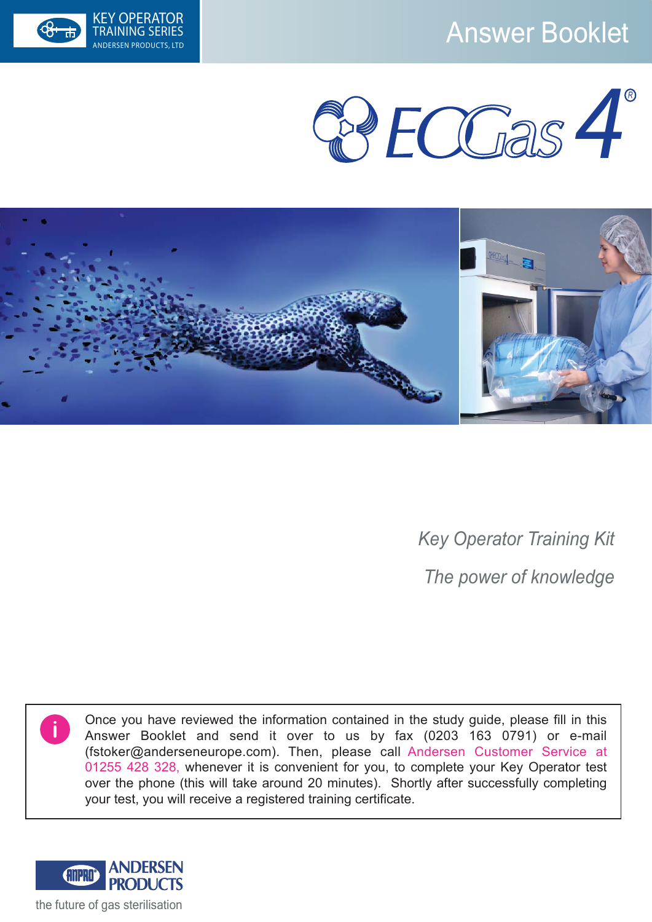KEY OPERATOR TRAINING SERIES
ANDERSEN PRODUCTS, LTD

# Answer Booklet

## EOGas 4®

*Key Operator Training Kit*

*The power of knowledge*

Once you have reviewed the information contained in the study guide, please fill in this Answer Booklet and send it over to us by fax (0203 163 0791) or e-mail (fstoker@anderseneurope.com). Then, please call Andersen Customer Service at 01255 428 328, whenever it is convenient for you, to complete your Key Operator test over the phone (this will take around 20 minutes). Shortly after successfully completing your test, you will receive a registered training certificate.

ANDERSEN PRODUCTS

the future of gas sterilisation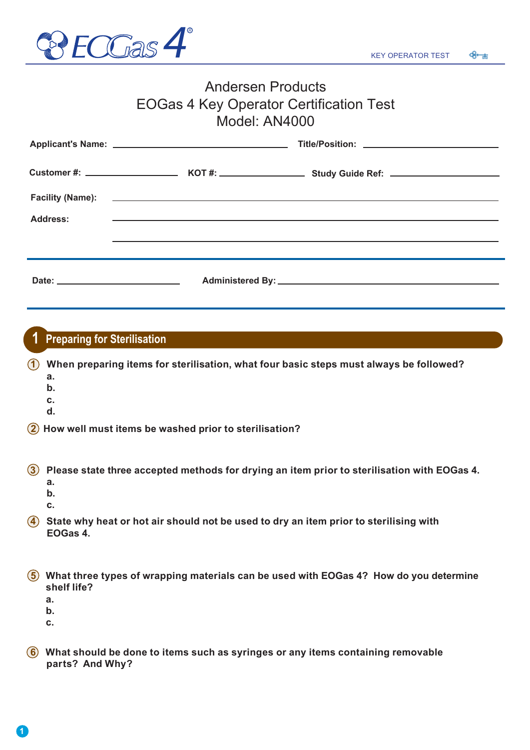# Andersen Products
# EOGas 4 Key Operator Certification Test
# Model: AN4000

**Applicant's Name:** ______________________ **Title/Position:** ______________________

**Customer #:** ____________ **KOT #:** ____________ **Study Guide Ref:** ____________

**Facility (Name):** ______________________________________________

**Address:** ______________________________________________

______________________________________________

**Date:** ______________ **Administered By:** ______________________________

## 1 Preparing for Sterilisation

① **When preparing items for sterilisation, what four basic steps must always be followed?**

**a.**
**b.**
**c.**
**d.**

② **How well must items be washed prior to sterilisation?**

③ **Please state three accepted methods for drying an item prior to sterilisation with EOGas 4.**

**a.**
**b.**
**c.**

④ **State why heat or hot air should not be used to dry an item prior to sterilising with EOGas 4.**

⑤ **What three types of wrapping materials can be used with EOGas 4? How do you determine shelf life?**

**a.**
**b.**
**c.**

⑥ **What should be done to items such as syringes or any items containing removable parts? And Why?**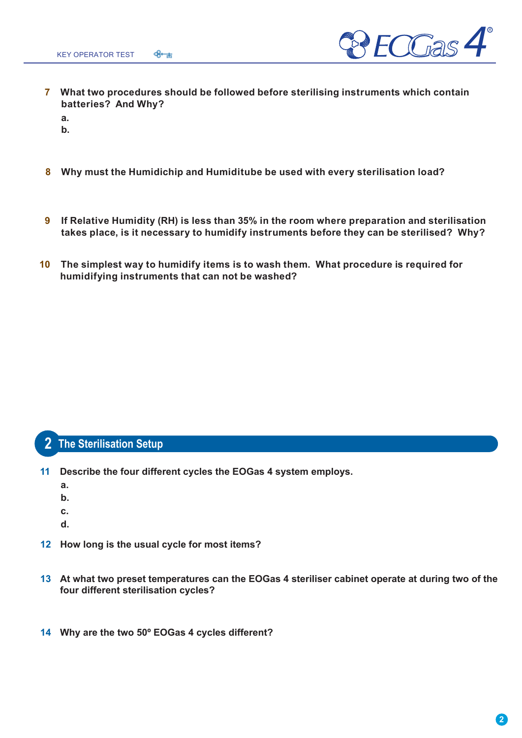7 **What two procedures should be followed before sterilising instruments which contain batteries? And Why?**

a.

b.

8 **Why must the Humidichip and Humiditube be used with every sterilisation load?**

9 **If Relative Humidity (RH) is less than 35% in the room where preparation and sterilisation takes place, is it necessary to humidify instruments before they can be sterilised? Why?**

10 **The simplest way to humidify items is to wash them. What procedure is required for humidifying instruments that can not be washed?**

## 2 The Sterilisation Setup

11 **Describe the four different cycles the EOGas 4 system employs.**

a.

b.

c.

d.

12 **How long is the usual cycle for most items?**

13 **At what two preset temperatures can the EOGas 4 steriliser cabinet operate at during two of the four different sterilisation cycles?**

14 **Why are the two 50º EOGas 4 cycles different?**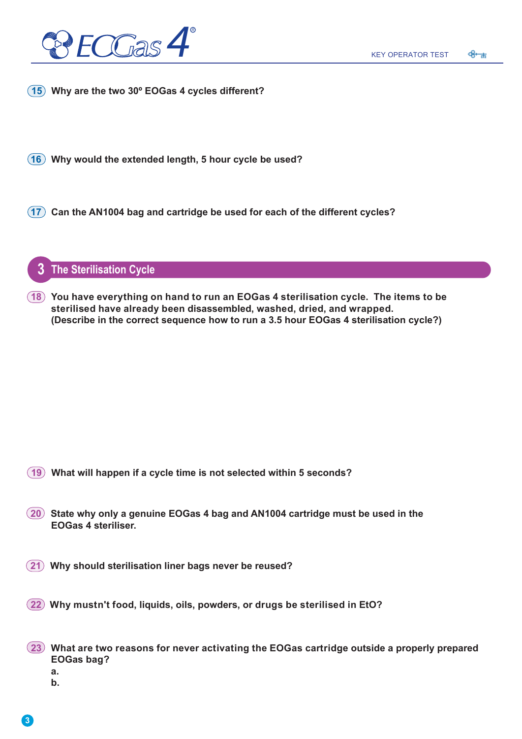**15** Why are the two 30º EOGas 4 cycles different?

**16** Why would the extended length, 5 hour cycle be used?

**17** Can the AN1004 bag and cartridge be used for each of the different cycles?

## 3 The Sterilisation Cycle

**18** You have everything on hand to run an EOGas 4 sterilisation cycle. The items to be sterilised have already been disassembled, washed, dried, and wrapped. (Describe in the correct sequence how to run a 3.5 hour EOGas 4 sterilisation cycle?)

**19** What will happen if a cycle time is not selected within 5 seconds?

**20** State why only a genuine EOGas 4 bag and AN1004 cartridge must be used in the EOGas 4 steriliser.

**21** Why should sterilisation liner bags never be reused?

**22** Why mustn't food, liquids, oils, powders, or drugs be sterilised in EtO?

**23** What are two reasons for never activating the EOGas cartridge outside a properly prepared EOGas bag?

a.

b.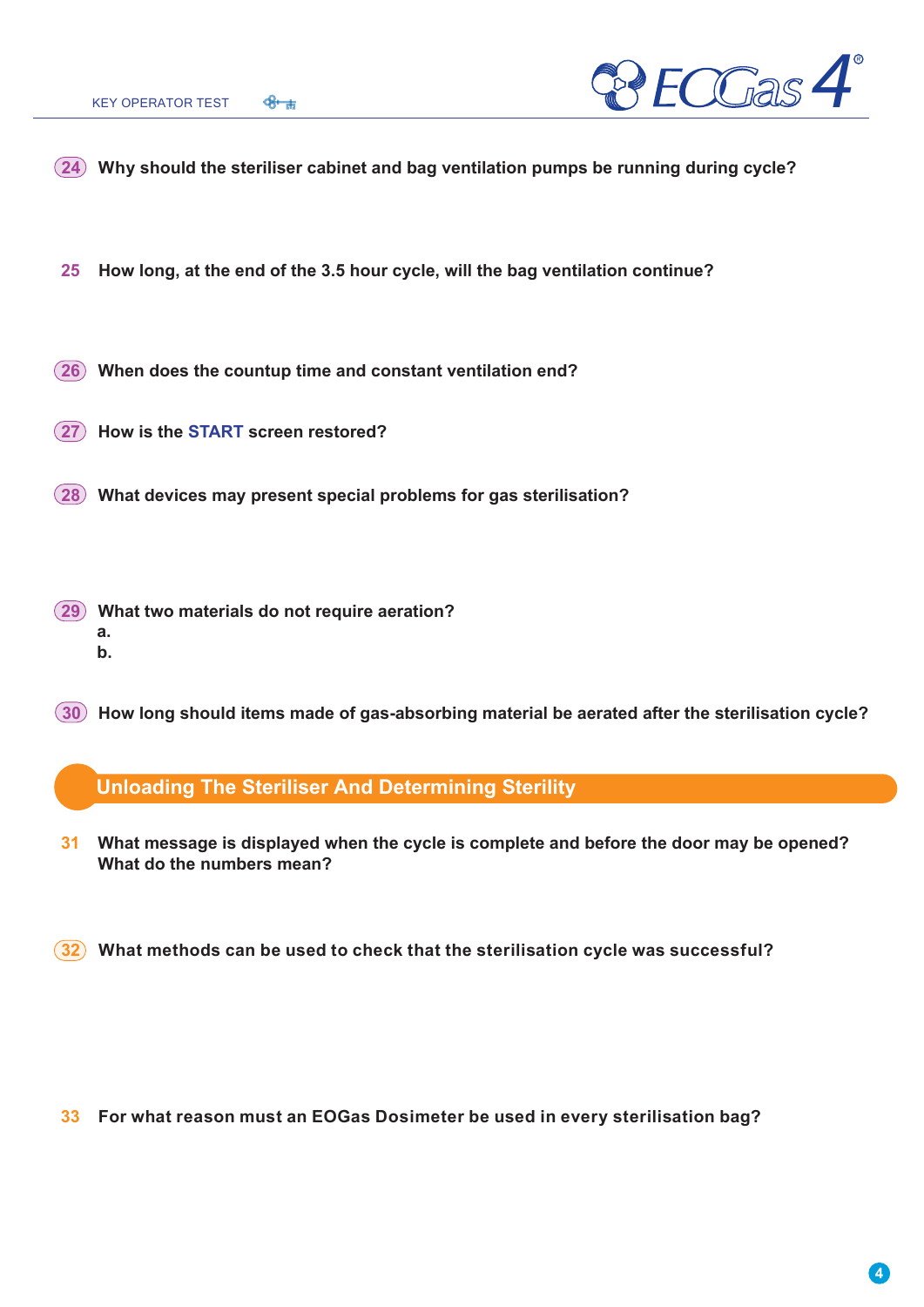**24** **Why should the steriliser cabinet and bag ventilation pumps be running during cycle?**

**25** **How long, at the end of the 3.5 hour cycle, will the bag ventilation continue?**

**26** **When does the countup time and constant ventilation end?**

**27** **How is the START screen restored?**

**28** **What devices may present special problems for gas sterilisation?**

**29** **What two materials do not require aeration?**

**a.**

**b.**

**30** **How long should items made of gas-absorbing material be aerated after the sterilisation cycle?**

## Unloading The Steriliser And Determining Sterility

**31** **What message is displayed when the cycle is complete and before the door may be opened? What do the numbers mean?**

**32** **What methods can be used to check that the sterilisation cycle was successful?**

**33** **For what reason must an EOGas Dosimeter be used in every sterilisation bag?**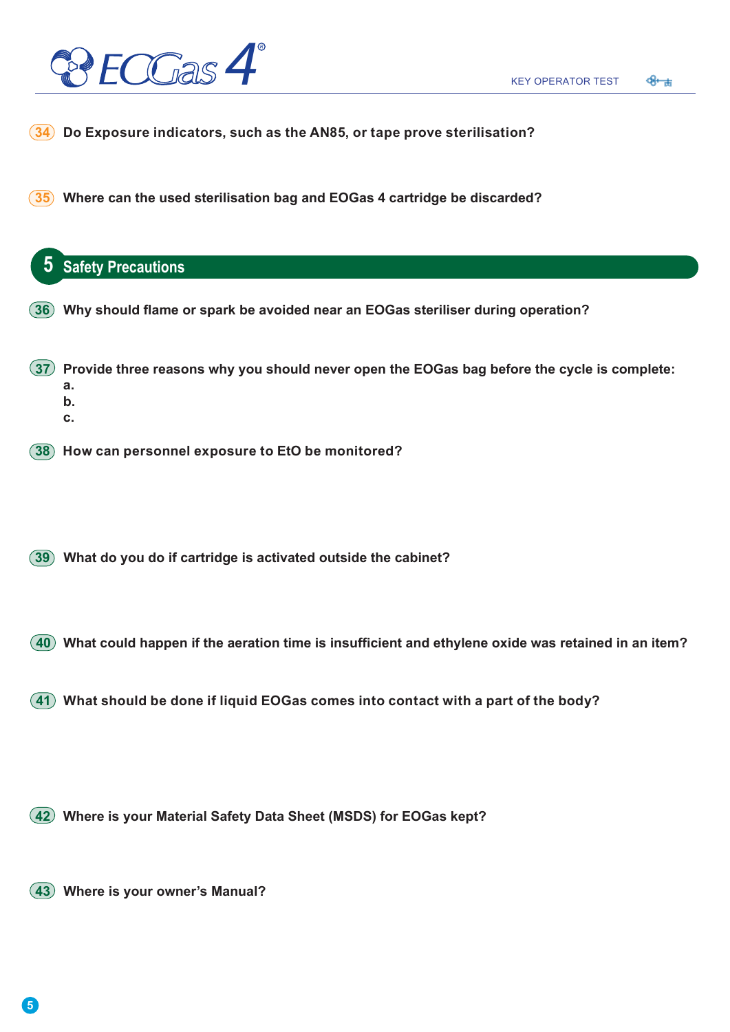34. Do Exposure indicators, such as the AN85, or tape prove sterilisation?

35. Where can the used sterilisation bag and EOGas 4 cartridge be discarded?

## 5 Safety Precautions

36. Why should flame or spark be avoided near an EOGas steriliser during operation?

37. Provide three reasons why you should never open the EOGas bag before the cycle is complete:
    a.
    b.
    c.

38. How can personnel exposure to EtO be monitored?

39. What do you do if cartridge is activated outside the cabinet?

40. What could happen if the aeration time is insufficient and ethylene oxide was retained in an item?

41. What should be done if liquid EOGas comes into contact with a part of the body?

42. Where is your Material Safety Data Sheet (MSDS) for EOGas kept?

43. Where is your owner's Manual?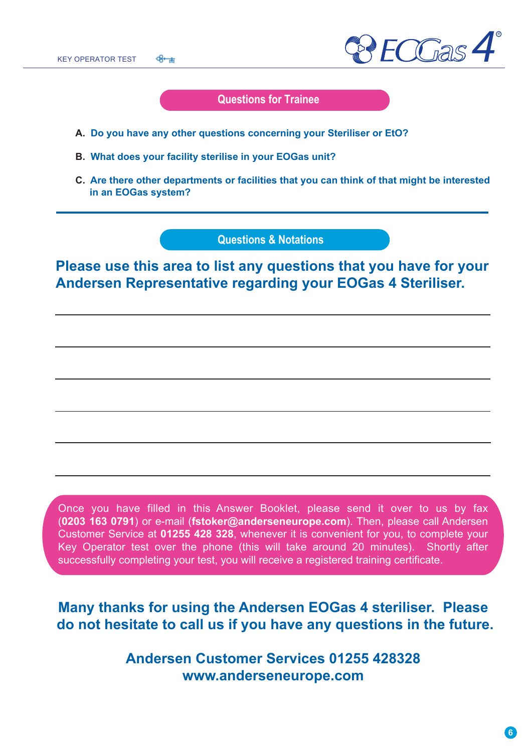## Questions for Trainee

**A.** **Do you have any other questions concerning your Steriliser or EtO?**

**B.** **What does your facility sterilise in your EOGas unit?**

**C.** **Are there other departments or facilities that you can think of that might be interested in an EOGas system?**

---

## Questions & Notations

**Please use this area to list any questions that you have for your Andersen Representative regarding your EOGas 4 Steriliser.**

---

---

---

---

---

---

Once you have filled in this Answer Booklet, please send it over to us by fax (**0203 163 0791**) or e-mail (**fstoker@anderseneurope.com**). Then, please call Andersen Customer Service at **01255 428 328**, whenever it is convenient for you, to complete your Key Operator test over the phone (this will take around 20 minutes). Shortly after successfully completing your test, you will receive a registered training certificate.

**Many thanks for using the Andersen EOGas 4 steriliser. Please do not hesitate to call us if you have any questions in the future.**

**Andersen Customer Services 01255 428328**
**www.anderseneurope.com**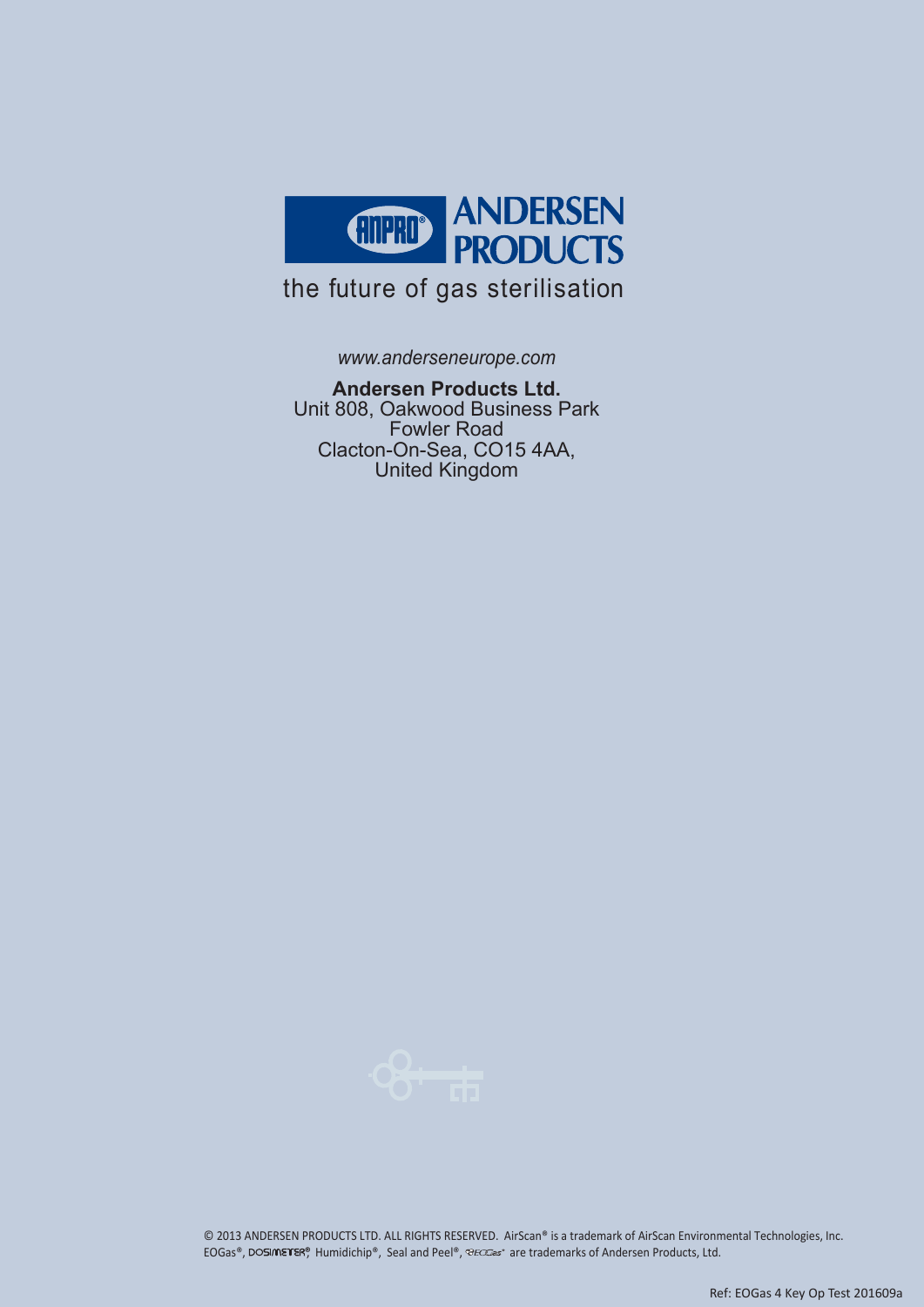ANDERSEN PRODUCTS

the future of gas sterilisation

*www.anderseneurope.com*

**Andersen Products Ltd.**
Unit 808, Oakwood Business Park
Fowler Road
Clacton-On-Sea, CO15 4AA,
United Kingdom

© 2013 ANDERSEN PRODUCTS LTD. ALL RIGHTS RESERVED. AirScan® is a trademark of AirScan Environmental Technologies, Inc.
EOGas®, DOSIMETER®, Humidichip®, Seal and Peel®, EOGas are trademarks of Andersen Products, Ltd.

Ref: EOGas 4 Key Op Test 201609a